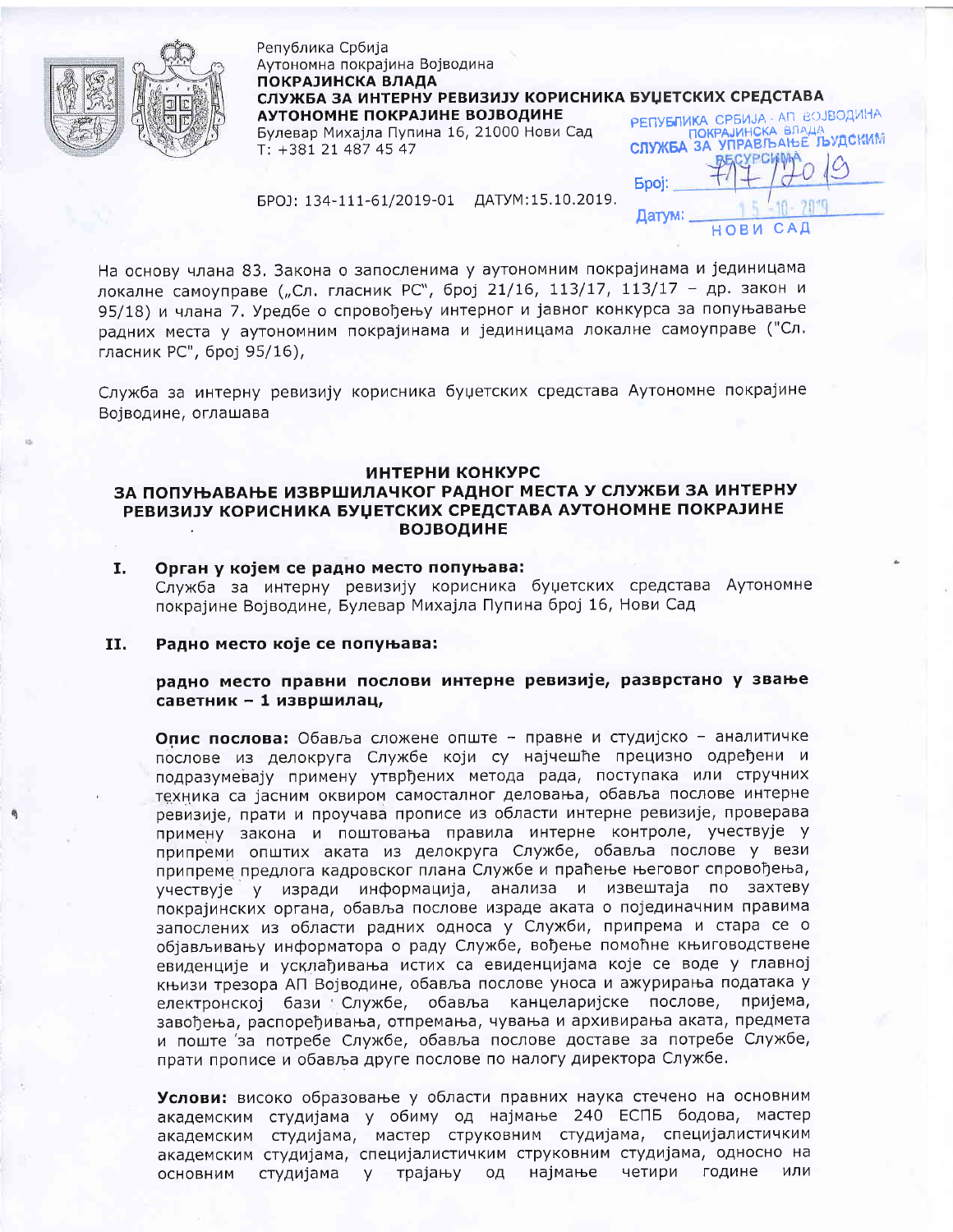Република Србија
Аутономна покрајина Војводина
**ПОКРАЈИНСКА ВЛАДА**
**СЛУЖБА ЗА ИНТЕРНУ РЕВИЗИЈУ КОРИСНИКА БУЏЕТСКИХ СРЕДСТАВА АУТОНОМНЕ ПОКРАЈИНЕ ВОЈВОДИНЕ**
Булевар Михајла Пупина 16, 21000 Нови Сад
Т: +381 21 487 45 47

РЕПУБЛИКА СРБИЈА - АП ВОЈВОДИНА
ПОКРАЈИНСКА ВЛАДА
СЛУЖБА ЗА УПРАВЉАЊЕ ЉУДСКИМ РЕСУРСИМА
Број: 717/2019
Датум: 15-10-2019
НОВИ САД

БРОЈ: 134-111-61/2019-01 ДАТУМ:15.10.2019.

На основу члана 83. Закона о запосленима у аутономним покрајинама и јединицама локалне самоуправе („Сл. гласник РС", број 21/16, 113/17, 113/17 – др. закон и 95/18) и члана 7. Уредбе о спровођењу интерног и јавног конкурса за попуњавање радних места у аутономним покрајинама и јединицама локалне самоуправе ("Сл. гласник РС", број 95/16),

Служба за интерну ревизију корисника буџетских средстава Аутономне покрајине Војводине, оглашава

## ИНТЕРНИ КОНКУРС
## ЗА ПОПУЊАВАЊЕ ИЗВРШИЛАЧКОГ РАДНОГ МЕСТА У СЛУЖБИ ЗА ИНТЕРНУ РЕВИЗИЈУ КОРИСНИКА БУЏЕТСКИХ СРЕДСТАВА АУТОНОМНЕ ПОКРАЈИНЕ ВОЈВОДИНЕ

**I. Орган у којем се радно место попуњава:**
Служба за интерну ревизију корисника буџетских средстава Аутономне покрајине Војводине, Булевар Михајла Пупина број 16, Нови Сад

**II. Радно место које се попуњава:**

**радно место правни послови интерне ревизије, разврстано у звање саветник – 1 извршилац,**

**Опис послова:** Обавља сложене опште – правне и студијско – аналитичке послове из делокруга Службе који су најчешће прецизно одређени и подразумевају примену утврђених метода рада, поступака или стручних техника са јасним оквиром самосталног деловања, обавља послове интерне ревизије, прати и проучава прописе из области интерне ревизије, проверава примену закона и поштовања правила интерне контроле, учествује у припреми општих аката из делокруга Службе, обавља послове у вези припреме предлога кадровског плана Службе и праћење његовог спровођења, учествује у изради информација, анализа и извештаја по захтеву покрајинских органа, обавља послове израде аката о појединачним правима запослених из области радних односа у Служби, припрема и стара се о објављивању информатора о раду Службе, вођење помоћне књиговодствене евиденције и усклађивања истих са евиденцијама које се воде у главној књизи трезора АП Војводине, обавља послове уноса и ажурирања података у електронској бази Службе, обавља канцеларијске послове, пријема, завођења, распоређивања, отпремања, чувања и архивирања аката, предмета и поште за потребе Службе, обавља послове доставе за потребе Службе, прати прописе и обавља друге послове по налогу директора Службе.

**Услови:** високо образовање у области правних наука стечено на основним академским студијама у обиму од најмање 240 ЕСПБ бодова, мастер академским студијама, мастер струковним студијама, специјалистичким академским студијама, специјалистичким струковним студијама, односно на основним студијама у трајању од најмање четири године или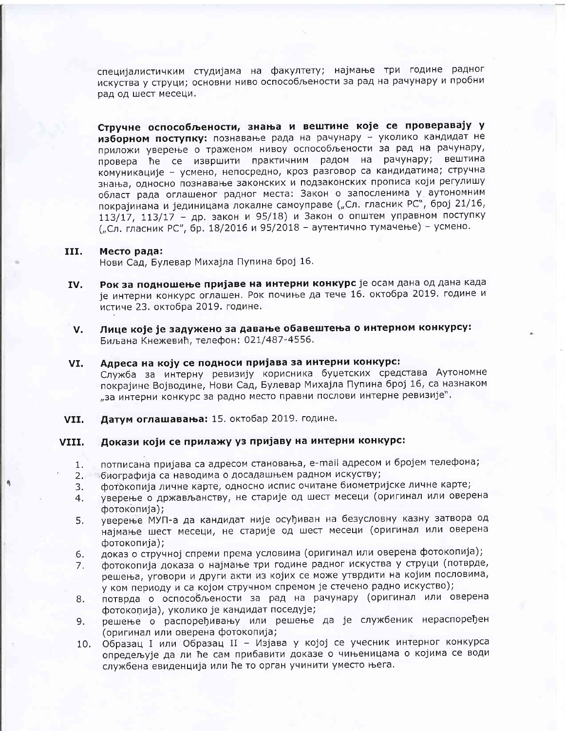специјалистичким студијама на факултету; најмање три године радног искуства у струци; основни ниво оспособљености за рад на рачунару и пробни рад од шест месеци.

**Стручне оспособљености, знања и вештине које се проверавају у изборном поступку:** познавање рада на рачунару – уколико кандидат не приложи уверење о траженом нивоу оспособљености за рад на рачунару, провера ће се извршити практичним радом на рачунару; вештина комуникације – усмено, непосредно, кроз разговор са кандидатима; стручна знања, односно познавање законских и подзаконских прописа који регулишу област рада оглашеног радног места: Закон о запосленима у аутономним покрајинама и јединицама локалне самоуправе („Сл. гласник РС", број 21/16, 113/17, 113/17 – др. закон и 95/18) и Закон о општем управном поступку („Сл. гласник РС", бр. 18/2016 и 95/2018 – аутентично тумачење) – усмено.

**III. Место рада:**
Нови Сад, Булевар Михајла Пупина број 16.

**IV. Рок за подношење пријаве на интерни конкурс** је осам дана од дана када је интерни конкурс оглашен. Рок почиње да тече 16. октобра 2019. године и истиче 23. октобра 2019. године.

**V. Лице које је задужено за давање обавештења о интерном конкурсу:**
Биљана Кнежевић, телефон: 021/487-4556.

**VI. Адреса на коју се подноси пријава за интерни конкурс:**
Служба за интерну ревизију корисника буџетских средстава Аутономне покрајине Војводине, Нови Сад, Булевар Михајла Пупина број 16, са назнаком „за интерни конкурс за радно место правни послови интерне ревизије".

**VII. Датум оглашавања:** 15. октобар 2019. године.

**VIII. Докази који се прилажу уз пријаву на интерни конкурс:**

1. потписана пријава са адресом становања, e-mail адресом и бројем телефона;
2. биографија са наводима о досадашњем радном искуству;
3. фотокопија личне карте, односно испис очитане биометријске личне карте;
4. уверење о држављанству, не старије од шест месеци (оригинал или оверена фотокопија);
5. уверење МУП-а да кандидат није осуђиван на безусловну казну затвора од најмање шест месеци, не старије од шест месеци (оригинал или оверена фотокопија);
6. доказ о стручној спреми према условима (оригинал или оверена фотокопија);
7. фотокопија доказа о најмање три године радног искуства у струци (потврде, решења, уговори и други акти из којих се може утврдити на којим пословима, у ком периоду и са којом стручном спремом је стечено радно искуство);
8. потврда о оспособљености за рад на рачунару (оригинал или оверена фотокопија), уколико је кандидат поседује;
9. решење о распоређивању или решење да је службеник нераспоређен (оригинал или оверена фотокопија;
10. Образац I или Образац II – Изјава у којој се учесник интерног конкурса опредељује да ли ће сам прибавити доказе о чињеницама о којима се води службена евиденција или ће то орган учинити уместо њега.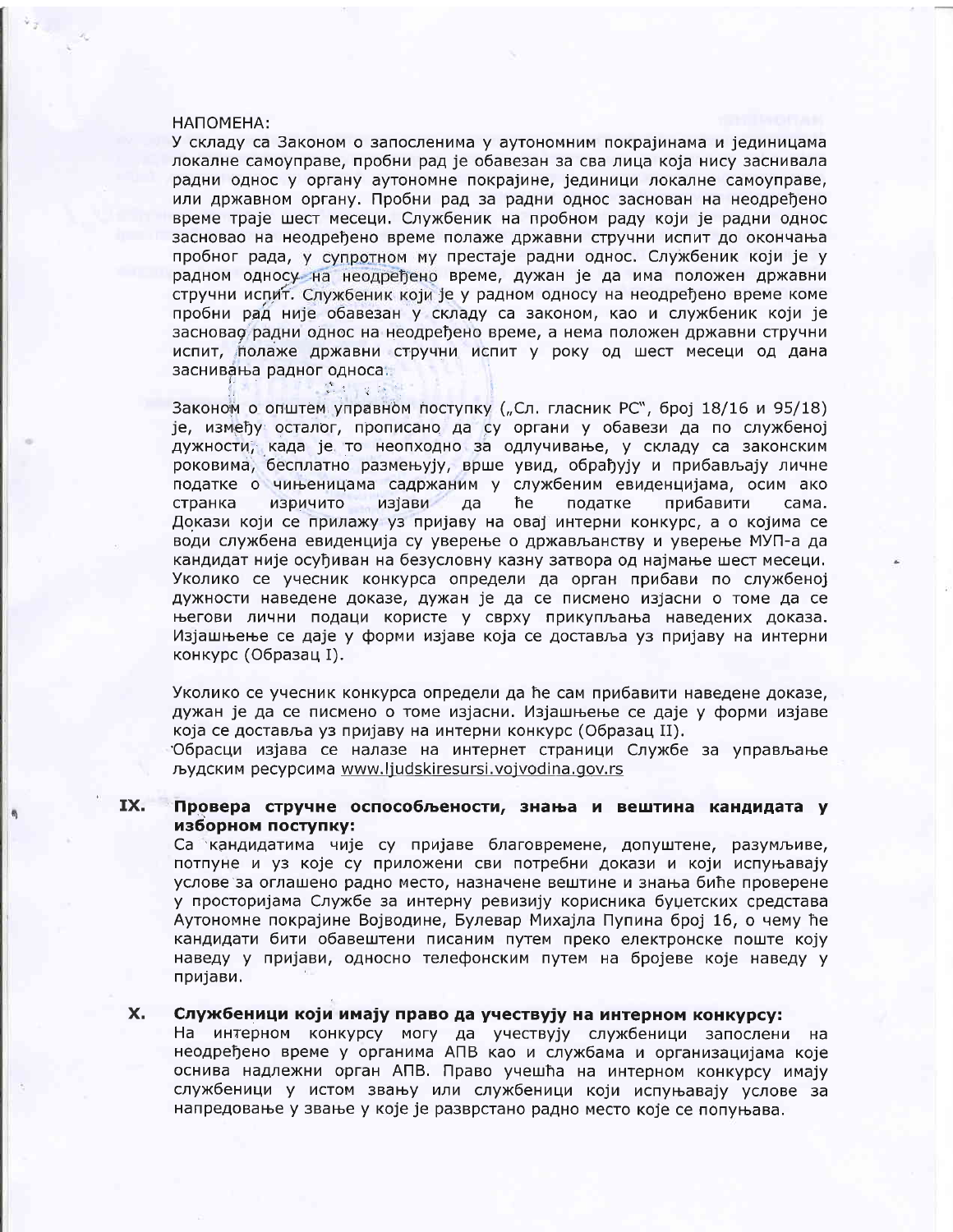НАПОМЕНА:

У складу са Законом о запосленима у аутономним покрајинама и јединицама локалне самоуправе, пробни рад је обавезан за сва лица која нису заснивала радни однос у органу аутономне покрајине, јединици локалне самоуправе, или државном органу. Пробни рад за радни однос заснован на неодређено време траје шест месеци. Службеник на пробном раду који је радни однос засновао на неодређено време полаже државни стручни испит до окончања пробног рада, у супротном му престаје радни однос. Службеник који је у радном односу на неодређено време, дужан је да има положен државни стручни испит. Службеник који је у радном односу на неодређено време коме пробни рад није обавезан у складу са законом, као и службеник који је засновао радни однос на неодређено време, а нема положен државни стручни испит, полаже државни стручни испит у року од шест месеци од дана заснивања радног односа.

Законом о општем управном поступку („Сл. гласник РС", број 18/16 и 95/18) је, између осталог, прописано да су органи у обавези да по службеној дужности, када је то неопходно за одлучивање, у складу са законским роковима, бесплатно размењују, врше увид, обрађују и прибављају личне податке о чињеницама садржаним у службеним евиденцијама, осим ако странка изричито изјави да ће податке прибавити сама. Докази који се прилажу уз пријаву на овај интерни конкурс, а о којима се води службена евиденција су уверење о држављанству и уверење МУП-а да кандидат није осуђиван на безусловну казну затвора од најмање шест месеци. Уколико се учесник конкурса определи да орган прибави по службеној дужности наведене доказе, дужан је да се писмено изјасни о томе да се његови лични подаци користе у сврху прикупљања наведених доказа. Изјашњење се даје у форми изјаве која се доставља уз пријаву на интерни конкурс (Образац I).

Уколико се учесник конкурса определи да ће сам прибавити наведене доказе, дужан је да се писмено о томе изјасни. Изјашњење се даје у форми изјаве која се доставља уз пријаву на интерни конкурс (Образац II).

Обрасци изјава се налазе на интернет страници Службе за управљање људским ресурсима www.ljudskiresursi.vojvodina.gov.rs

## IX. Провера стручне оспособљености, знања и вештина кандидата у изборном поступку:

Са кандидатима чије су пријаве благовремене, допуштене, разумљиве, потпуне и уз које су приложени сви потребни докази и који испуњавају услове за оглашено радно место, назначене вештине и знања биће проверене у просторијама Службе за интерну ревизију корисника буџетских средстава Аутономне покрајине Војводине, Булевар Михајла Пупина број 16, о чему ће кандидати бити обавештени писаним путем преко електронске поште коју наведу у пријави, односно телефонским путем на бројеве које наведу у пријави.

## X. Службеници који имају право да учествују на интерном конкурсу:

На интерном конкурсу могу да учествују службеници запослени на неодређено време у органима АПВ као и службама и организацијама које оснива надлежни орган АПВ. Право учешћа на интерном конкурсу имају службеници у истом звању или службеници који испуњавају услове за напредовање у звање у које је разврстано радно место које се попуњава.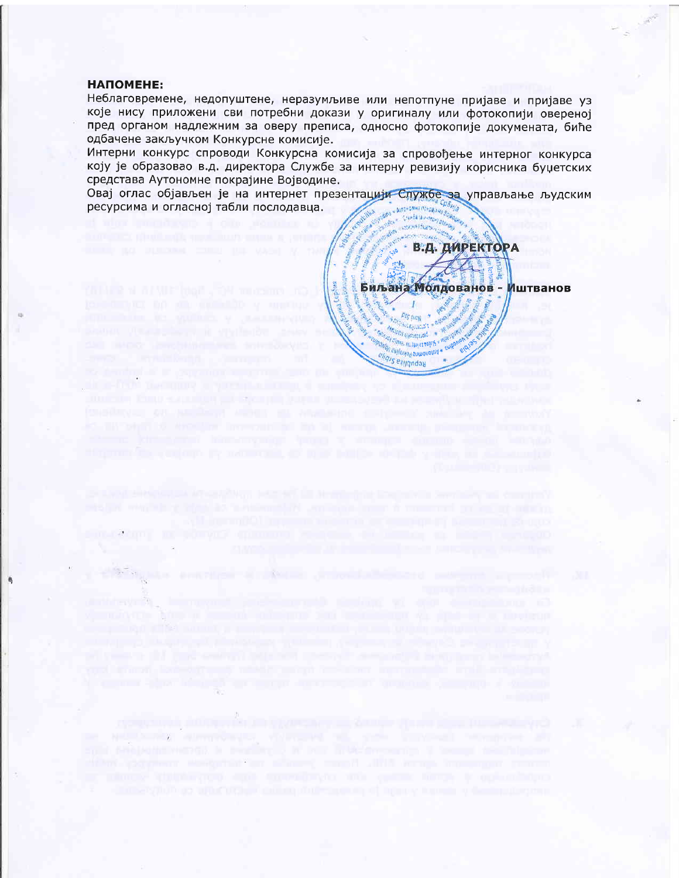**НАПОМЕНЕ:**

Неблаговремене, недопуштене, неразумљиве или непотпуне пријаве и пријаве уз које нису приложени сви потребни докази у оригиналу или фотокопији овереној пред органом надлежним за оверу преписа, односно фотокопије докумената, биће одбачене закључком Конкурсне комисије.

Интерни конкурс спроводи Конкурсна комисија за спровођење интерног конкурса коју је образовао в.д. директора Службе за интерну ревизију корисника буџетских средстава Аутономне покрајине Војводине.

Овај оглас објављен је на интернет презентацији Службе за управљање људским ресурсима и огласној табли послодавца.

**В.Д. ДИРЕКТОРА**

**Биљана Молдованов - Иштванов**